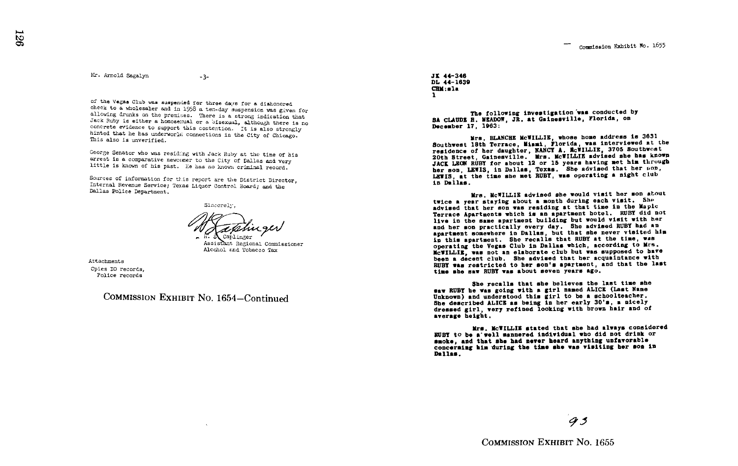Mr. Arnold Sagalyn -3-

of the Vegas Club was suspended for three days for a dishonored check to a wholesaler and in 1958 a ten-day suspension was given for allowing drunks on the premises. There is a strong indication that Jack Ruby is either a homosexual or a bisexual, although there is no concrete evidence to support this contention. It is also strongly hinted that he has underworld connections in the City of Chicago. This also is unverified.

George Senator who was residing with Jack Ruby at the time of his arrest is a comparative newcomer to the City of Dallas and very little is known of his past. He has no known criminal record.

Sources of information for this report are the District Director, Internal Revenue Service; Texas Liquor Control Board; and the Dallas Police Department.

Sincerely,

H. S. Caplinger
Assistant Regional Commissioner
Alcohol and Tobacco Tax

Attachments
Cpies DD records,
Police records

COMMISSION EXHIBIT No. 1654—Continued

Commission Exhibit No. 1655

JK 44-346
DL 44-1639
CHM:ala
1

The following investigation was conducted by SA CLAUDE H. MEADOW, JR. at Gainesville, Florida, on December 17, 1963:

Mrs. BLANCHE McWILLIE, whose home address is 3631 Southwest 18th Terrace, Miami, Florida, was interviewed at the residence of her daughter, NANCY A. McWILLIE, 3705 Southwest 20th Street, Gainesville. Mrs. McWILLIE advised she has known JACK LEON RUBY for about 12 or 15 years having met him through her son, LEWIS, in Dallas, Texas. She advised that her son, LEWIS, at the time she met RUBY, was operating a night club in Dallas.

Mrs. McWILLIE advised she would visit her son about twice a year staying about a month during each visit. She advised that her son was residing at that time in the Maple Terrace Apartments which is an apartment hotel. RUBY did not live in the same apartment building but would visit with her and her son practically every day. She advised RUBY had an apartment somewhere in Dallas, but that she never visited him in this apartment. She recalls that RUBY at the time, was operating the Vegas Club in Dallas which, according to Mrs. McWILLIE, was not an elaborate club but was supposed to have been a decent club. She advised that her acquaintance with RUBY was restricted to her son's apartment, and that the last time she saw RUBY was about seven years ago.

She recalls that she believes the last time she saw RUBY he was going with a girl named ALICE (Last Name Unknown) and understood this girl to be a schoolteacher. She described ALICE as being in her early 30's, a nicely dressed girl, very refined looking with brown hair and of average height.

Mrs. McWILLIE stated that she had always considered RUBY to be a well mannered individual who did not drink or smoke, and that she had never heard anything unfavorable concerning him during the time she was visiting her son in Dallas.

93

COMMISSION EXHIBIT No. 1655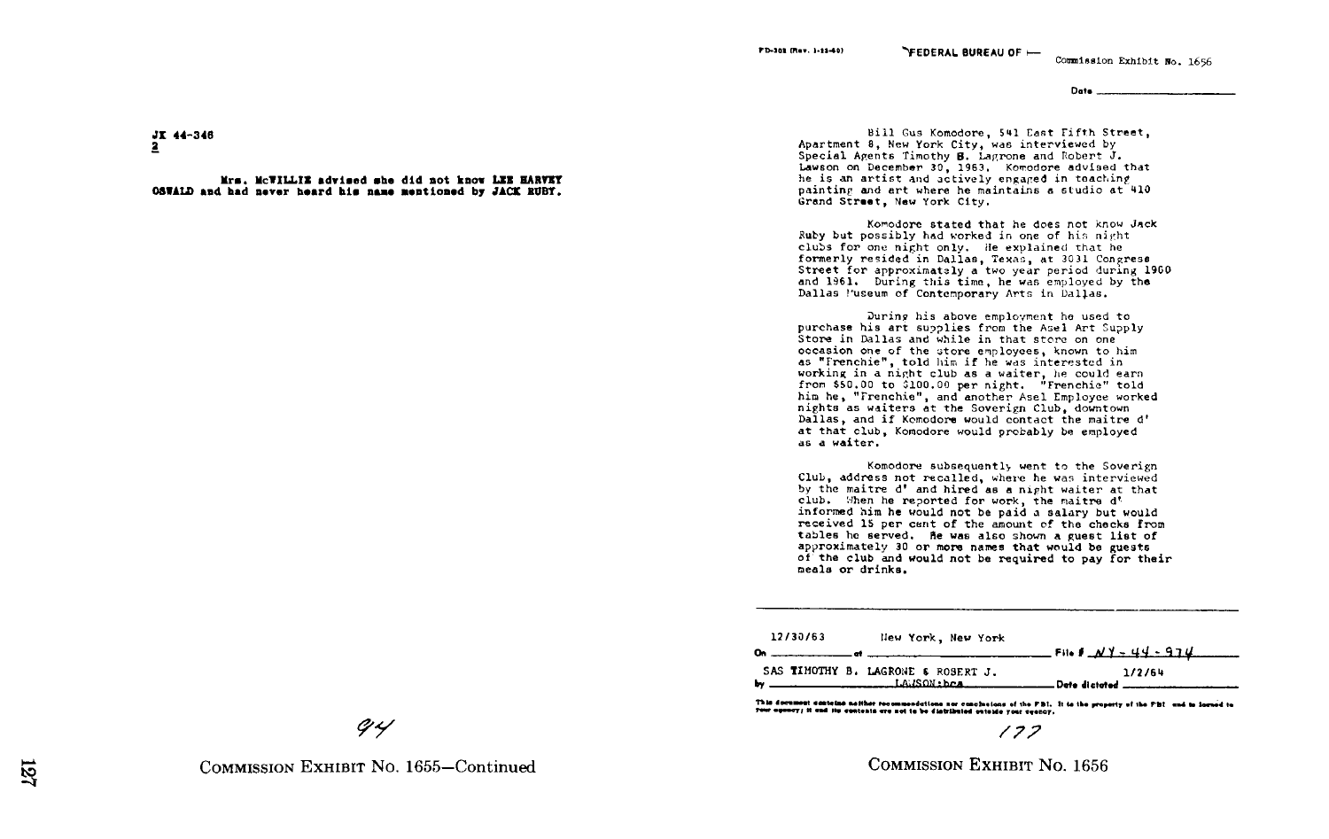JK 44-346
2

**Mrs. McWILLIE advised she did not know LEE HARVEY OSWALD and had never heard his name mentioned by JACK RUBY.**

94

COMMISSION EXHIBIT No. 1655—Continued

FD-302 (Rev. 1-25-60)

FEDERAL BUREAU OF —

Commission Exhibit No. 1656

Date ____________

Bill Gus Komodore, 541 East Fifth Street, Apartment 8, New York City, was interviewed by Special Agents Timothy B. Lagrone and Robert J. Lawson on December 30, 1963. Komodore advised that he is an artist and actively engaged in teaching painting and art where he maintains a studio at 410 Grand Street, New York City.

Komodore stated that he does not know Jack Ruby but possibly had worked in one of his night clubs for one night only. He explained that he formerly resided in Dallas, Texas, at 3031 Congress Street for approximately a two year period during 1960 and 1961. During this time, he was employed by the Dallas Museum of Contemporary Arts in Dallas.

During his above employment he used to purchase his art supplies from the Asel Art Supply Store in Dallas and while in that store on one occasion one of the store employees, known to him as "Frenchie", told him if he was interested in working in a night club as a waiter, he could earn from $50.00 to $100.00 per night. "Frenchie" told him he, "Frenchie", and another Asel Employee worked nights as waiters at the Soverign Club, downtown Dallas, and if Komodore would contact the maitre d' at that club, Komodore would probably be employed as a waiter.

Komodore subsequently went to the Soverign Club, address not recalled, where he was interviewed by the maitre d' and hired as a night waiter at that club. When he reported for work, the maitre d' informed him he would not be paid a salary but would received 15 per cent of the amount of the checks from tables he served. He was also shown a guest list of approximately 30 or more names that would be guests of the club and would not be required to pay for their meals or drinks.

On 12/30/63 at New York, New York File # NY-44-974

by SAS TIMOTHY B. LAGRONE & ROBERT J. LAWSON:bca Date dictated 1/2/64

This document contains neither recommendations nor conclusions of the FBI. It is the property of the FBI and is loaned to your agency; it and its contents are not to be distributed outside your agency.

177

COMMISSION EXHIBIT No. 1656